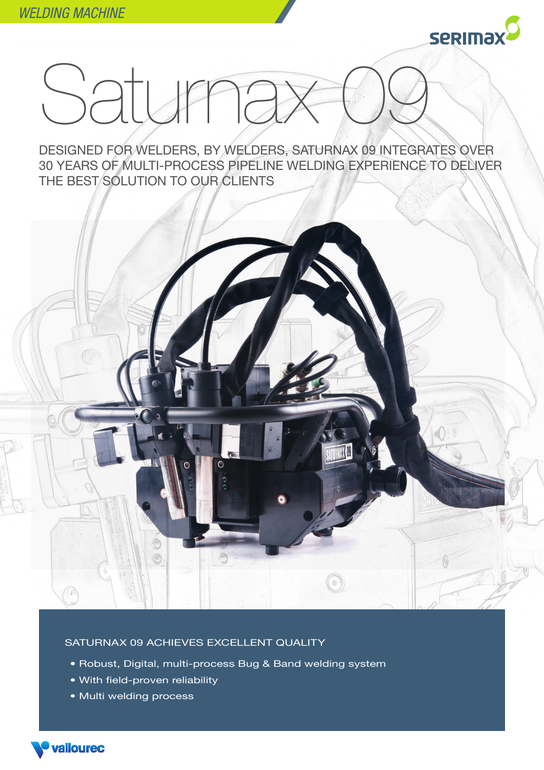WELDING MACHINE

serimax

# Saturnax 09

DESIGNED FOR WELDERS, BY WELDERS, SATURNAX 09 INTEGRATES OVER 30 YEARS OF MULTI-PROCESS PIPELINE WELDING EXPERIENCE TO DELIVER THE BEST SOLUTION TO OUR CLIENTS

SATURNAX 09 ACHIEVES EXCELLENT QUALITY

- Robust, Digital, multi-process Bug & Band welding system
- With field-proven reliability
- Multi welding process

vallourec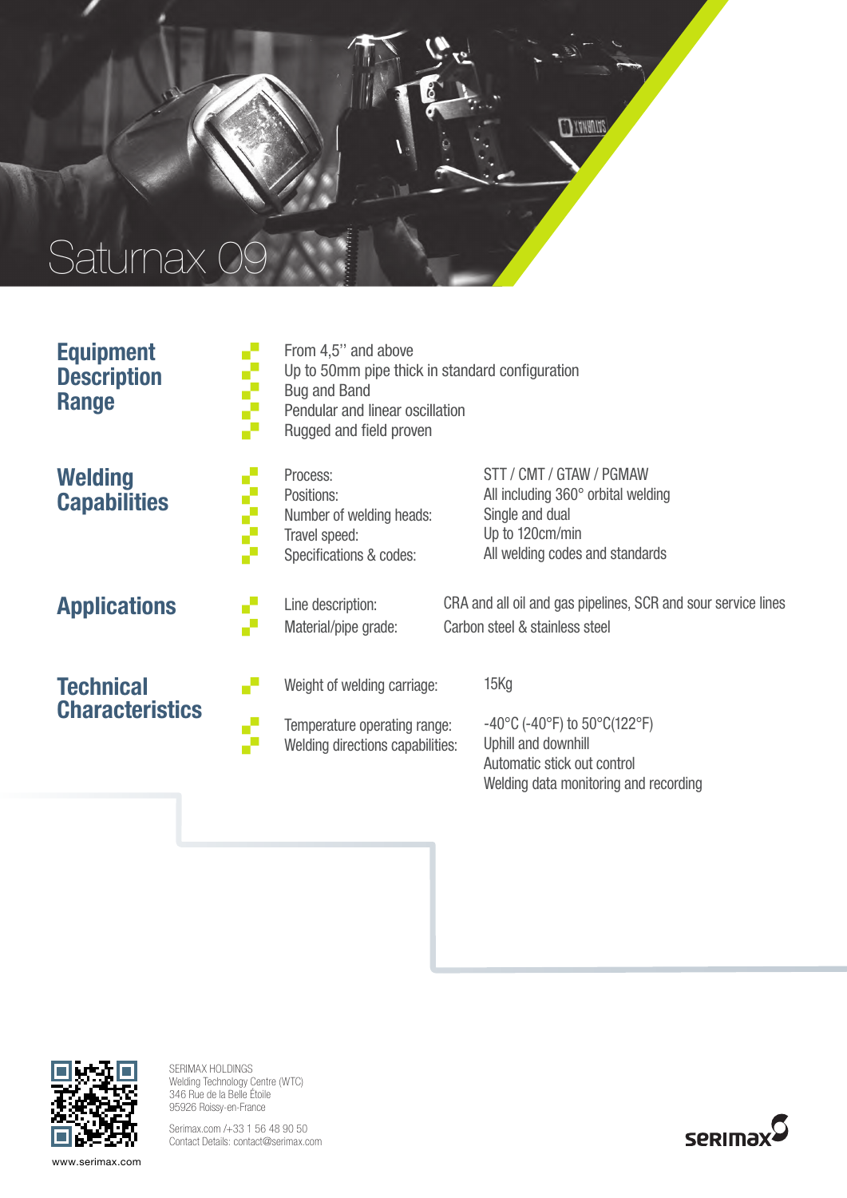# Saturnax 09

## Equipment Description Range

- From 4,5'' and above
- Up to 50mm pipe thick in standard configuration
- Bug and Band
- Pendular and linear oscillation
- Rugged and field proven

## Welding Capabilities

| | |
|---|---|
| Process: | STT / CMT / GTAW / PGMAW |
| Positions: | All including 360° orbital welding |
| Number of welding heads: | Single and dual |
| Travel speed: | Up to 120cm/min |
| Specifications & codes: | All welding codes and standards |

## Applications

| | |
|---|---|
| Line description: | CRA and all oil and gas pipelines, SCR and sour service lines |
| Material/pipe grade: | Carbon steel & stainless steel |

## Technical Characteristics

| | |
|---|---|
| Weight of welding carriage: | 15Kg |
| Temperature operating range: | -40°C (-40°F) to 50°C(122°F) |
| Welding directions capabilities: | Uphill and downhill |
| | Automatic stick out control |
| | Welding data monitoring and recording |

SERIMAX HOLDINGS
Welding Technology Centre (WTC)
346 Rue de la Belle Étoile
95926 Roissy-en-France

Serimax.com /+33 1 56 48 90 50
Contact Details: contact@serimax.com

www.serimax.com

serimax